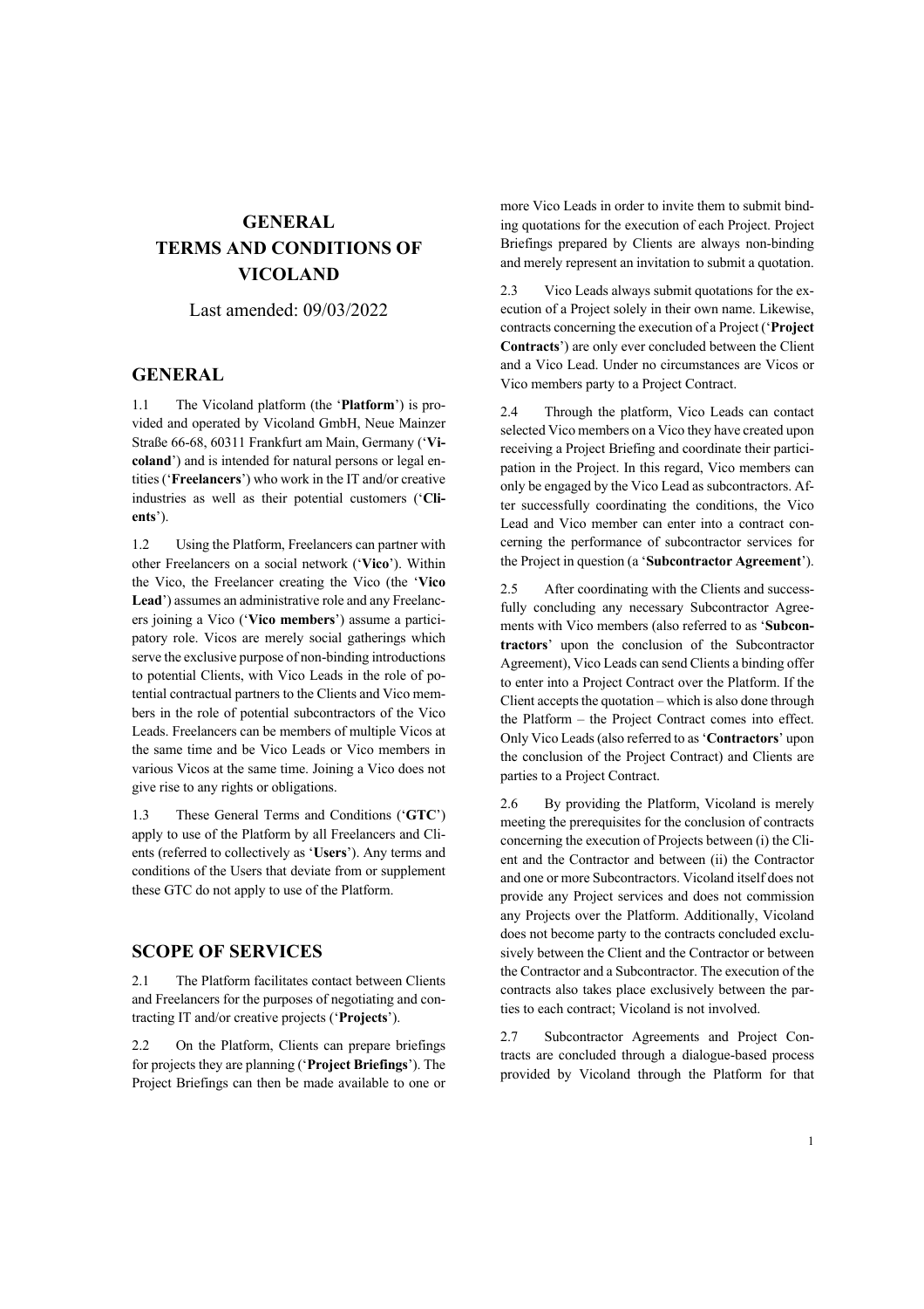# GENERAL TERMS AND CONDITIONS OF VICOLAND

Last amended: 09/03/2022

## GENERAL

1.1 The Vicoland platform (the '**Platform**') is provided and operated by Vicoland GmbH, Neue Mainzer Straße 66-68, 60311 Frankfurt am Main, Germany ('**Vicoland**') and is intended for natural persons or legal entities ('**Freelancers**') who work in the IT and/or creative industries as well as their potential customers ('**Clients**').

1.2 Using the Platform, Freelancers can partner with other Freelancers on a social network ('**Vico**'). Within the Vico, the Freelancer creating the Vico (the '**Vico Lead**') assumes an administrative role and any Freelancers joining a Vico ('**Vico members**') assume a participatory role. Vicos are merely social gatherings which serve the exclusive purpose of non-binding introductions to potential Clients, with Vico Leads in the role of potential contractual partners to the Clients and Vico members in the role of potential subcontractors of the Vico Leads. Freelancers can be members of multiple Vicos at the same time and be Vico Leads or Vico members in various Vicos at the same time. Joining a Vico does not give rise to any rights or obligations.

1.3 These General Terms and Conditions ('**GTC**') apply to use of the Platform by all Freelancers and Clients (referred to collectively as '**Users**'). Any terms and conditions of the Users that deviate from or supplement these GTC do not apply to use of the Platform.

## SCOPE OF SERVICES

2.1 The Platform facilitates contact between Clients and Freelancers for the purposes of negotiating and contracting IT and/or creative projects ('**Projects**').

2.2 On the Platform, Clients can prepare briefings for projects they are planning ('**Project Briefings**'). The Project Briefings can then be made available to one or more Vico Leads in order to invite them to submit binding quotations for the execution of each Project. Project Briefings prepared by Clients are always non-binding and merely represent an invitation to submit a quotation.

2.3 Vico Leads always submit quotations for the execution of a Project solely in their own name. Likewise, contracts concerning the execution of a Project ('**Project Contracts**') are only ever concluded between the Client and a Vico Lead. Under no circumstances are Vicos or Vico members party to a Project Contract.

2.4 Through the platform, Vico Leads can contact selected Vico members on a Vico they have created upon receiving a Project Briefing and coordinate their participation in the Project. In this regard, Vico members can only be engaged by the Vico Lead as subcontractors. After successfully coordinating the conditions, the Vico Lead and Vico member can enter into a contract concerning the performance of subcontractor services for the Project in question (a '**Subcontractor Agreement**').

2.5 After coordinating with the Clients and successfully concluding any necessary Subcontractor Agreements with Vico members (also referred to as '**Subcontractors**' upon the conclusion of the Subcontractor Agreement), Vico Leads can send Clients a binding offer to enter into a Project Contract over the Platform. If the Client accepts the quotation – which is also done through the Platform – the Project Contract comes into effect. Only Vico Leads (also referred to as '**Contractors**' upon the conclusion of the Project Contract) and Clients are parties to a Project Contract.

2.6 By providing the Platform, Vicoland is merely meeting the prerequisites for the conclusion of contracts concerning the execution of Projects between (i) the Client and the Contractor and between (ii) the Contractor and one or more Subcontractors. Vicoland itself does not provide any Project services and does not commission any Projects over the Platform. Additionally, Vicoland does not become party to the contracts concluded exclusively between the Client and the Contractor or between the Contractor and a Subcontractor. The execution of the contracts also takes place exclusively between the parties to each contract; Vicoland is not involved.

2.7 Subcontractor Agreements and Project Contracts are concluded through a dialogue-based process provided by Vicoland through the Platform for that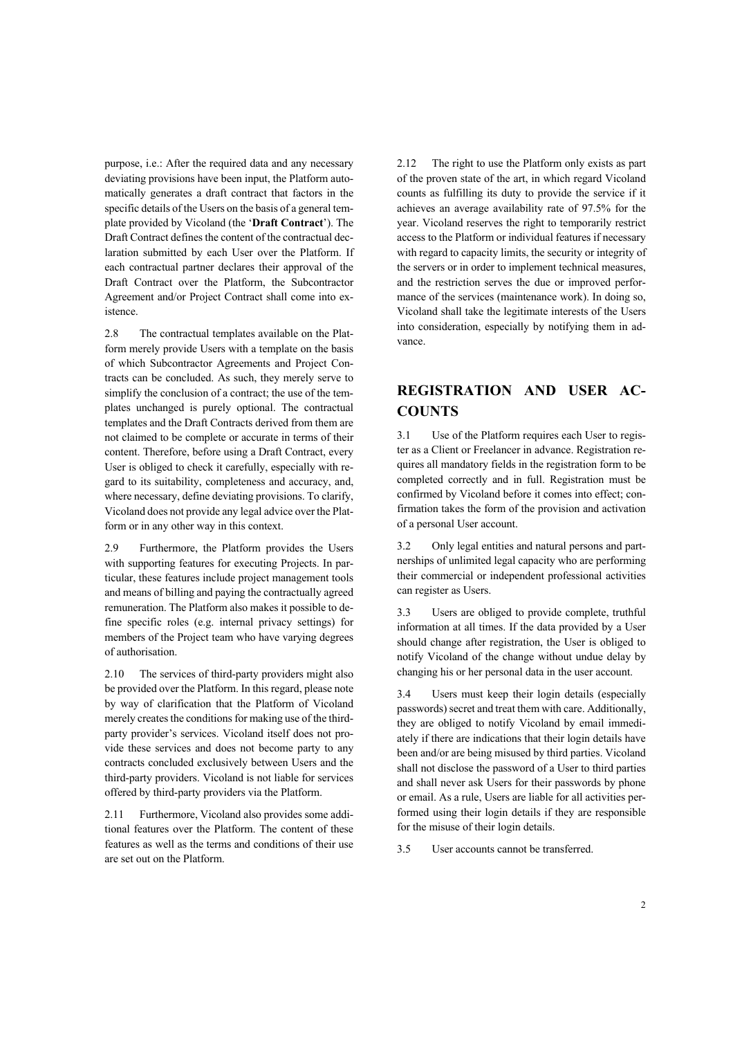purpose, i.e.: After the required data and any necessary deviating provisions have been input, the Platform automatically generates a draft contract that factors in the specific details of the Users on the basis of a general template provided by Vicoland (the '**Draft Contract**'). The Draft Contract defines the content of the contractual declaration submitted by each User over the Platform. If each contractual partner declares their approval of the Draft Contract over the Platform, the Subcontractor Agreement and/or Project Contract shall come into existence.

2.8 The contractual templates available on the Platform merely provide Users with a template on the basis of which Subcontractor Agreements and Project Contracts can be concluded. As such, they merely serve to simplify the conclusion of a contract; the use of the templates unchanged is purely optional. The contractual templates and the Draft Contracts derived from them are not claimed to be complete or accurate in terms of their content. Therefore, before using a Draft Contract, every User is obliged to check it carefully, especially with regard to its suitability, completeness and accuracy, and, where necessary, define deviating provisions. To clarify, Vicoland does not provide any legal advice over the Platform or in any other way in this context.

2.9 Furthermore, the Platform provides the Users with supporting features for executing Projects. In particular, these features include project management tools and means of billing and paying the contractually agreed remuneration. The Platform also makes it possible to define specific roles (e.g. internal privacy settings) for members of the Project team who have varying degrees of authorisation.

2.10 The services of third-party providers might also be provided over the Platform. In this regard, please note by way of clarification that the Platform of Vicoland merely creates the conditions for making use of the third-party provider's services. Vicoland itself does not provide these services and does not become party to any contracts concluded exclusively between Users and the third-party providers. Vicoland is not liable for services offered by third-party providers via the Platform.

2.11 Furthermore, Vicoland also provides some additional features over the Platform. The content of these features as well as the terms and conditions of their use are set out on the Platform.

2.12 The right to use the Platform only exists as part of the proven state of the art, in which regard Vicoland counts as fulfilling its duty to provide the service if it achieves an average availability rate of 97.5% for the year. Vicoland reserves the right to temporarily restrict access to the Platform or individual features if necessary with regard to capacity limits, the security or integrity of the servers or in order to implement technical measures, and the restriction serves the due or improved performance of the services (maintenance work). In doing so, Vicoland shall take the legitimate interests of the Users into consideration, especially by notifying them in advance.

## REGISTRATION AND USER ACCOUNTS

3.1 Use of the Platform requires each User to register as a Client or Freelancer in advance. Registration requires all mandatory fields in the registration form to be completed correctly and in full. Registration must be confirmed by Vicoland before it comes into effect; confirmation takes the form of the provision and activation of a personal User account.

3.2 Only legal entities and natural persons and partnerships of unlimited legal capacity who are performing their commercial or independent professional activities can register as Users.

3.3 Users are obliged to provide complete, truthful information at all times. If the data provided by a User should change after registration, the User is obliged to notify Vicoland of the change without undue delay by changing his or her personal data in the user account.

3.4 Users must keep their login details (especially passwords) secret and treat them with care. Additionally, they are obliged to notify Vicoland by email immediately if there are indications that their login details have been and/or are being misused by third parties. Vicoland shall not disclose the password of a User to third parties and shall never ask Users for their passwords by phone or email. As a rule, Users are liable for all activities performed using their login details if they are responsible for the misuse of their login details.

3.5 User accounts cannot be transferred.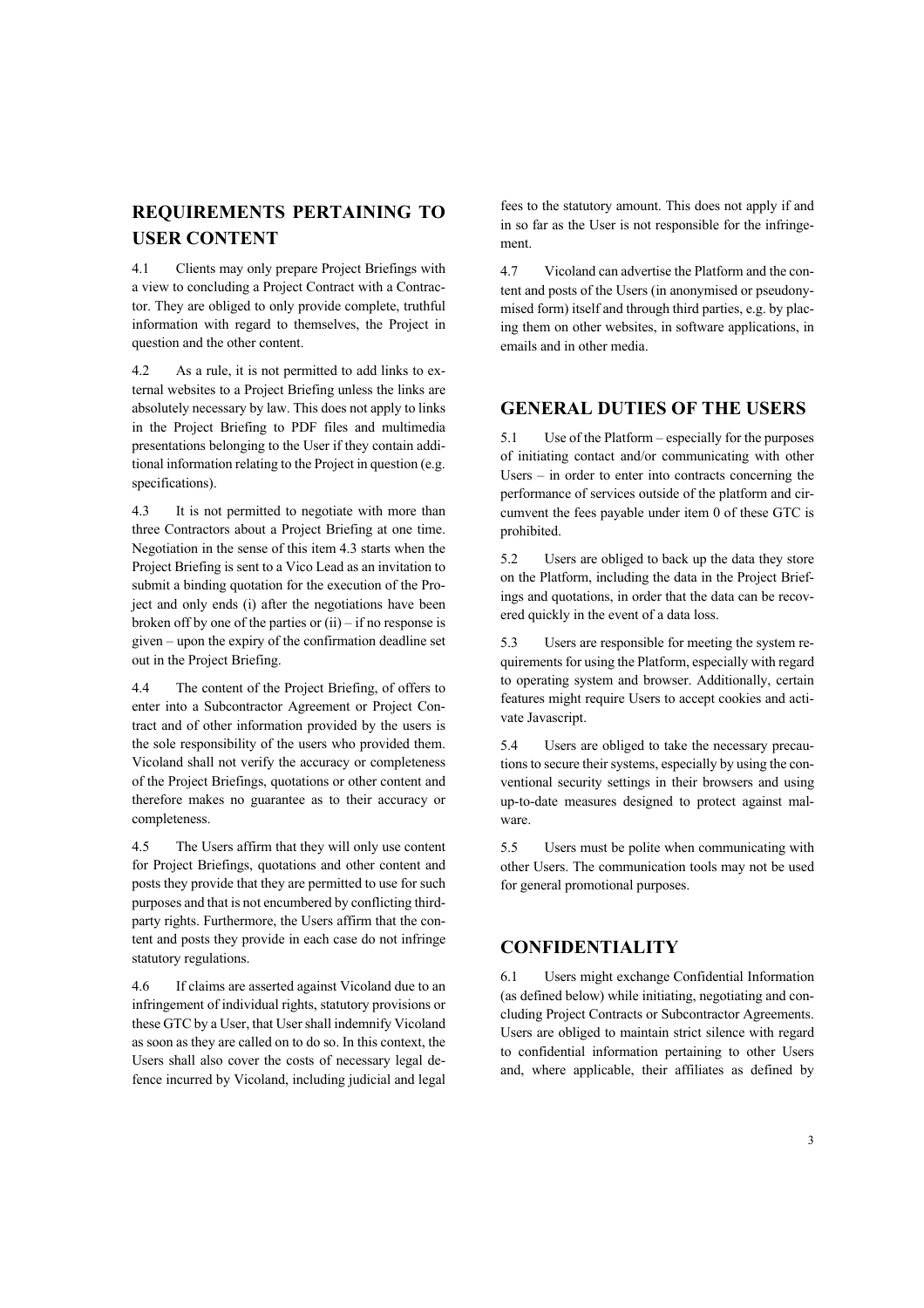## REQUIREMENTS PERTAINING TO USER CONTENT

4.1 Clients may only prepare Project Briefings with a view to concluding a Project Contract with a Contractor. They are obliged to only provide complete, truthful information with regard to themselves, the Project in question and the other content.

4.2 As a rule, it is not permitted to add links to external websites to a Project Briefing unless the links are absolutely necessary by law. This does not apply to links in the Project Briefing to PDF files and multimedia presentations belonging to the User if they contain additional information relating to the Project in question (e.g. specifications).

4.3 It is not permitted to negotiate with more than three Contractors about a Project Briefing at one time. Negotiation in the sense of this item 4.3 starts when the Project Briefing is sent to a Vico Lead as an invitation to submit a binding quotation for the execution of the Project and only ends (i) after the negotiations have been broken off by one of the parties or (ii) – if no response is given – upon the expiry of the confirmation deadline set out in the Project Briefing.

4.4 The content of the Project Briefing, of offers to enter into a Subcontractor Agreement or Project Contract and of other information provided by the users is the sole responsibility of the users who provided them. Vicoland shall not verify the accuracy or completeness of the Project Briefings, quotations or other content and therefore makes no guarantee as to their accuracy or completeness.

4.5 The Users affirm that they will only use content for Project Briefings, quotations and other content and posts they provide that they are permitted to use for such purposes and that is not encumbered by conflicting third-party rights. Furthermore, the Users affirm that the content and posts they provide in each case do not infringe statutory regulations.

4.6 If claims are asserted against Vicoland due to an infringement of individual rights, statutory provisions or these GTC by a User, that User shall indemnify Vicoland as soon as they are called on to do so. In this context, the Users shall also cover the costs of necessary legal defence incurred by Vicoland, including judicial and legal fees to the statutory amount. This does not apply if and in so far as the User is not responsible for the infringement.

4.7 Vicoland can advertise the Platform and the content and posts of the Users (in anonymised or pseudonymised form) itself and through third parties, e.g. by placing them on other websites, in software applications, in emails and in other media.

## GENERAL DUTIES OF THE USERS

5.1 Use of the Platform – especially for the purposes of initiating contact and/or communicating with other Users – in order to enter into contracts concerning the performance of services outside of the platform and circumvent the fees payable under item 0 of these GTC is prohibited.

5.2 Users are obliged to back up the data they store on the Platform, including the data in the Project Briefings and quotations, in order that the data can be recovered quickly in the event of a data loss.

5.3 Users are responsible for meeting the system requirements for using the Platform, especially with regard to operating system and browser. Additionally, certain features might require Users to accept cookies and activate Javascript.

5.4 Users are obliged to take the necessary precautions to secure their systems, especially by using the conventional security settings in their browsers and using up-to-date measures designed to protect against malware.

5.5 Users must be polite when communicating with other Users. The communication tools may not be used for general promotional purposes.

## CONFIDENTIALITY

6.1 Users might exchange Confidential Information (as defined below) while initiating, negotiating and concluding Project Contracts or Subcontractor Agreements. Users are obliged to maintain strict silence with regard to confidential information pertaining to other Users and, where applicable, their affiliates as defined by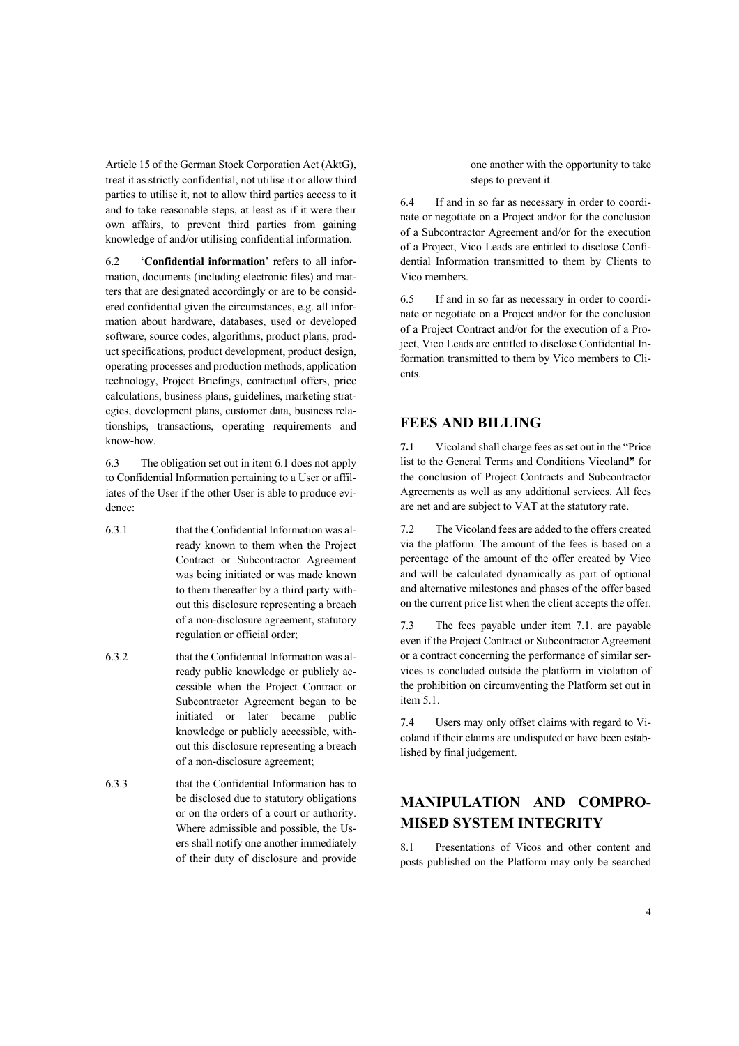Article 15 of the German Stock Corporation Act (AktG), treat it as strictly confidential, not utilise it or allow third parties to utilise it, not to allow third parties access to it and to take reasonable steps, at least as if it were their own affairs, to prevent third parties from gaining knowledge of and/or utilising confidential information.

6.2 '**Confidential information**' refers to all information, documents (including electronic files) and matters that are designated accordingly or are to be considered confidential given the circumstances, e.g. all information about hardware, databases, used or developed software, source codes, algorithms, product plans, product specifications, product development, product design, operating processes and production methods, application technology, Project Briefings, contractual offers, price calculations, business plans, guidelines, marketing strategies, development plans, customer data, business relationships, transactions, operating requirements and know-how.

6.3 The obligation set out in item 6.1 does not apply to Confidential Information pertaining to a User or affiliates of the User if the other User is able to produce evidence:

6.3.1 that the Confidential Information was already known to them when the Project Contract or Subcontractor Agreement was being initiated or was made known to them thereafter by a third party without this disclosure representing a breach of a non-disclosure agreement, statutory regulation or official order;

6.3.2 that the Confidential Information was already public knowledge or publicly accessible when the Project Contract or Subcontractor Agreement began to be initiated or later became public knowledge or publicly accessible, without this disclosure representing a breach of a non-disclosure agreement;

6.3.3 that the Confidential Information has to be disclosed due to statutory obligations or on the orders of a court or authority. Where admissible and possible, the Users shall notify one another immediately of their duty of disclosure and provide one another with the opportunity to take steps to prevent it.

6.4 If and in so far as necessary in order to coordinate or negotiate on a Project and/or for the conclusion of a Subcontractor Agreement and/or for the execution of a Project, Vico Leads are entitled to disclose Confidential Information transmitted to them by Clients to Vico members.

6.5 If and in so far as necessary in order to coordinate or negotiate on a Project and/or for the conclusion of a Project Contract and/or for the execution of a Project, Vico Leads are entitled to disclose Confidential Information transmitted to them by Vico members to Clients.

## FEES AND BILLING

**7.1** Vicoland shall charge fees as set out in the "Price list to the General Terms and Conditions Vicoland**"** for the conclusion of Project Contracts and Subcontractor Agreements as well as any additional services. All fees are net and are subject to VAT at the statutory rate.

7.2 The Vicoland fees are added to the offers created via the platform. The amount of the fees is based on a percentage of the amount of the offer created by Vico and will be calculated dynamically as part of optional and alternative milestones and phases of the offer based on the current price list when the client accepts the offer.

7.3 The fees payable under item 7.1. are payable even if the Project Contract or Subcontractor Agreement or a contract concerning the performance of similar services is concluded outside the platform in violation of the prohibition on circumventing the Platform set out in item 5.1.

7.4 Users may only offset claims with regard to Vicoland if their claims are undisputed or have been established by final judgement.

## MANIPULATION AND COMPROMISED SYSTEM INTEGRITY

8.1 Presentations of Vicos and other content and posts published on the Platform may only be searched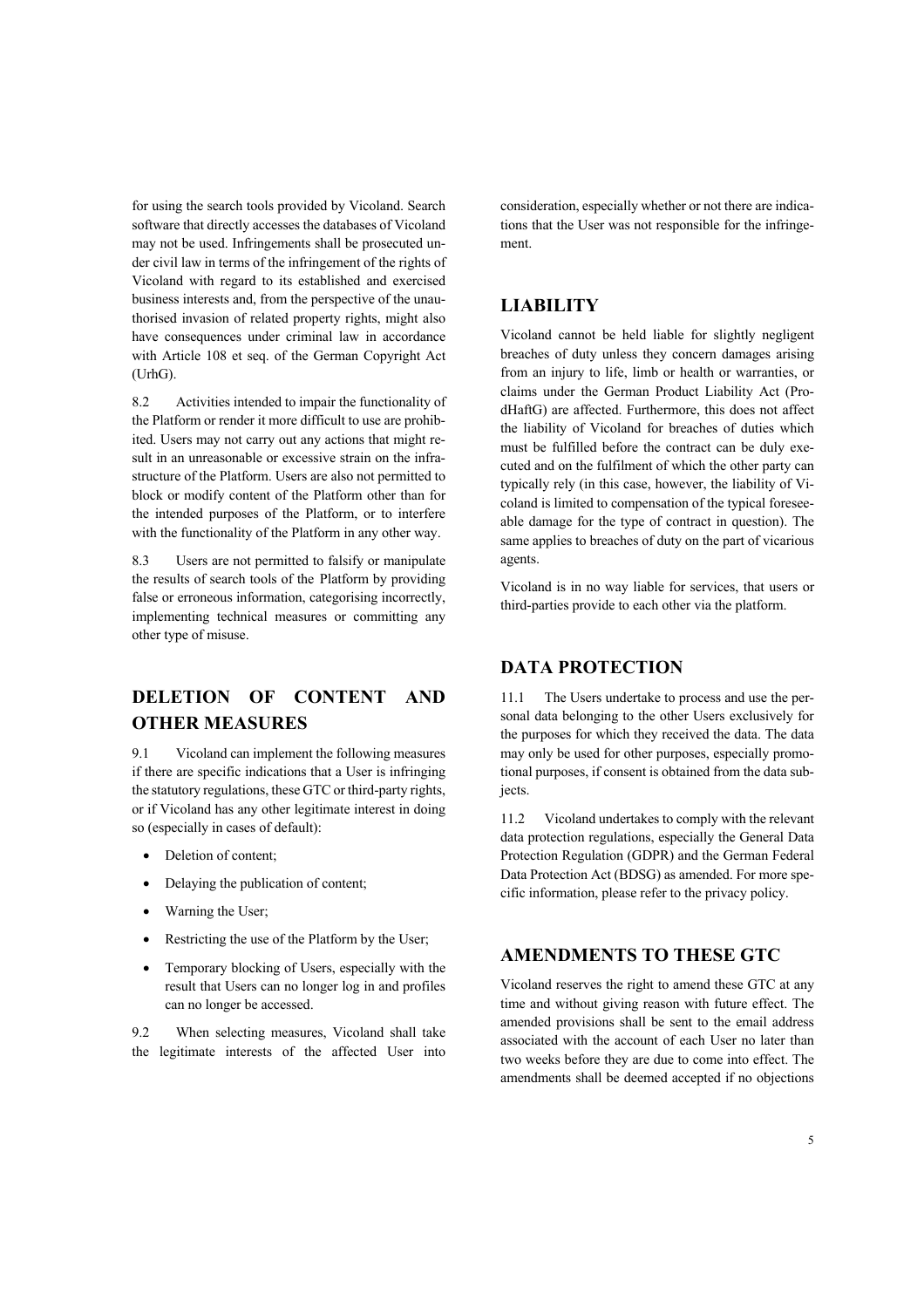for using the search tools provided by Vicoland. Search software that directly accesses the databases of Vicoland may not be used. Infringements shall be prosecuted under civil law in terms of the infringement of the rights of Vicoland with regard to its established and exercised business interests and, from the perspective of the unauthorised invasion of related property rights, might also have consequences under criminal law in accordance with Article 108 et seq. of the German Copyright Act (UrhG).

8.2 Activities intended to impair the functionality of the Platform or render it more difficult to use are prohibited. Users may not carry out any actions that might result in an unreasonable or excessive strain on the infrastructure of the Platform. Users are also not permitted to block or modify content of the Platform other than for the intended purposes of the Platform, or to interfere with the functionality of the Platform in any other way.

8.3 Users are not permitted to falsify or manipulate the results of search tools of the Platform by providing false or erroneous information, categorising incorrectly, implementing technical measures or committing any other type of misuse.

## DELETION OF CONTENT AND OTHER MEASURES

9.1 Vicoland can implement the following measures if there are specific indications that a User is infringing the statutory regulations, these GTC or third-party rights, or if Vicoland has any other legitimate interest in doing so (especially in cases of default):

- Deletion of content;
- Delaying the publication of content;
- Warning the User;
- Restricting the use of the Platform by the User;
- Temporary blocking of Users, especially with the result that Users can no longer log in and profiles can no longer be accessed.

9.2 When selecting measures, Vicoland shall take the legitimate interests of the affected User into consideration, especially whether or not there are indications that the User was not responsible for the infringement.

## LIABILITY

Vicoland cannot be held liable for slightly negligent breaches of duty unless they concern damages arising from an injury to life, limb or health or warranties, or claims under the German Product Liability Act (ProdHaftG) are affected. Furthermore, this does not affect the liability of Vicoland for breaches of duties which must be fulfilled before the contract can be duly executed and on the fulfilment of which the other party can typically rely (in this case, however, the liability of Vicoland is limited to compensation of the typical foreseeable damage for the type of contract in question). The same applies to breaches of duty on the part of vicarious agents.

Vicoland is in no way liable for services, that users or third-parties provide to each other via the platform.

## DATA PROTECTION

11.1 The Users undertake to process and use the personal data belonging to the other Users exclusively for the purposes for which they received the data. The data may only be used for other purposes, especially promotional purposes, if consent is obtained from the data subjects.

11.2 Vicoland undertakes to comply with the relevant data protection regulations, especially the General Data Protection Regulation (GDPR) and the German Federal Data Protection Act (BDSG) as amended. For more specific information, please refer to the privacy policy.

## AMENDMENTS TO THESE GTC

Vicoland reserves the right to amend these GTC at any time and without giving reason with future effect. The amended provisions shall be sent to the email address associated with the account of each User no later than two weeks before they are due to come into effect. The amendments shall be deemed accepted if no objections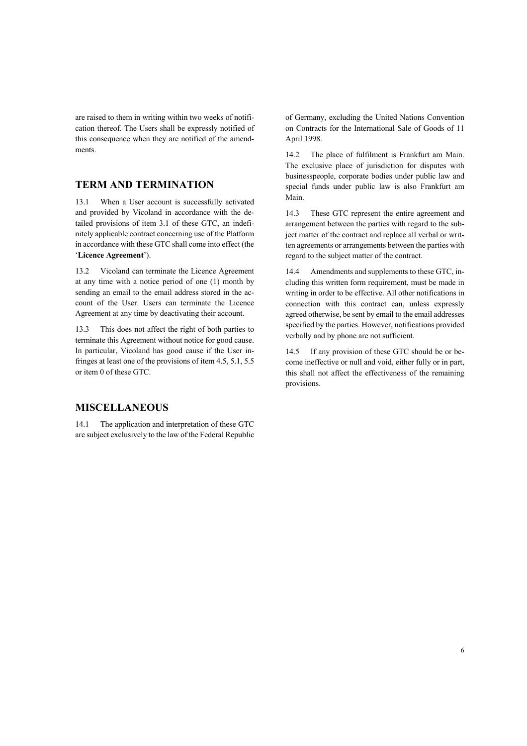are raised to them in writing within two weeks of notification thereof. The Users shall be expressly notified of this consequence when they are notified of the amendments.

## TERM AND TERMINATION

13.1 When a User account is successfully activated and provided by Vicoland in accordance with the detailed provisions of item 3.1 of these GTC, an indefinitely applicable contract concerning use of the Platform in accordance with these GTC shall come into effect (the '**Licence Agreement**').

13.2 Vicoland can terminate the Licence Agreement at any time with a notice period of one (1) month by sending an email to the email address stored in the account of the User. Users can terminate the Licence Agreement at any time by deactivating their account.

13.3 This does not affect the right of both parties to terminate this Agreement without notice for good cause. In particular, Vicoland has good cause if the User infringes at least one of the provisions of item 4.5, 5.1, 5.5 or item 0 of these GTC.

## MISCELLANEOUS

14.1 The application and interpretation of these GTC are subject exclusively to the law of the Federal Republic of Germany, excluding the United Nations Convention on Contracts for the International Sale of Goods of 11 April 1998.

14.2 The place of fulfilment is Frankfurt am Main. The exclusive place of jurisdiction for disputes with businesspeople, corporate bodies under public law and special funds under public law is also Frankfurt am Main.

14.3 These GTC represent the entire agreement and arrangement between the parties with regard to the subject matter of the contract and replace all verbal or written agreements or arrangements between the parties with regard to the subject matter of the contract.

14.4 Amendments and supplements to these GTC, including this written form requirement, must be made in writing in order to be effective. All other notifications in connection with this contract can, unless expressly agreed otherwise, be sent by email to the email addresses specified by the parties. However, notifications provided verbally and by phone are not sufficient.

14.5 If any provision of these GTC should be or become ineffective or null and void, either fully or in part, this shall not affect the effectiveness of the remaining provisions.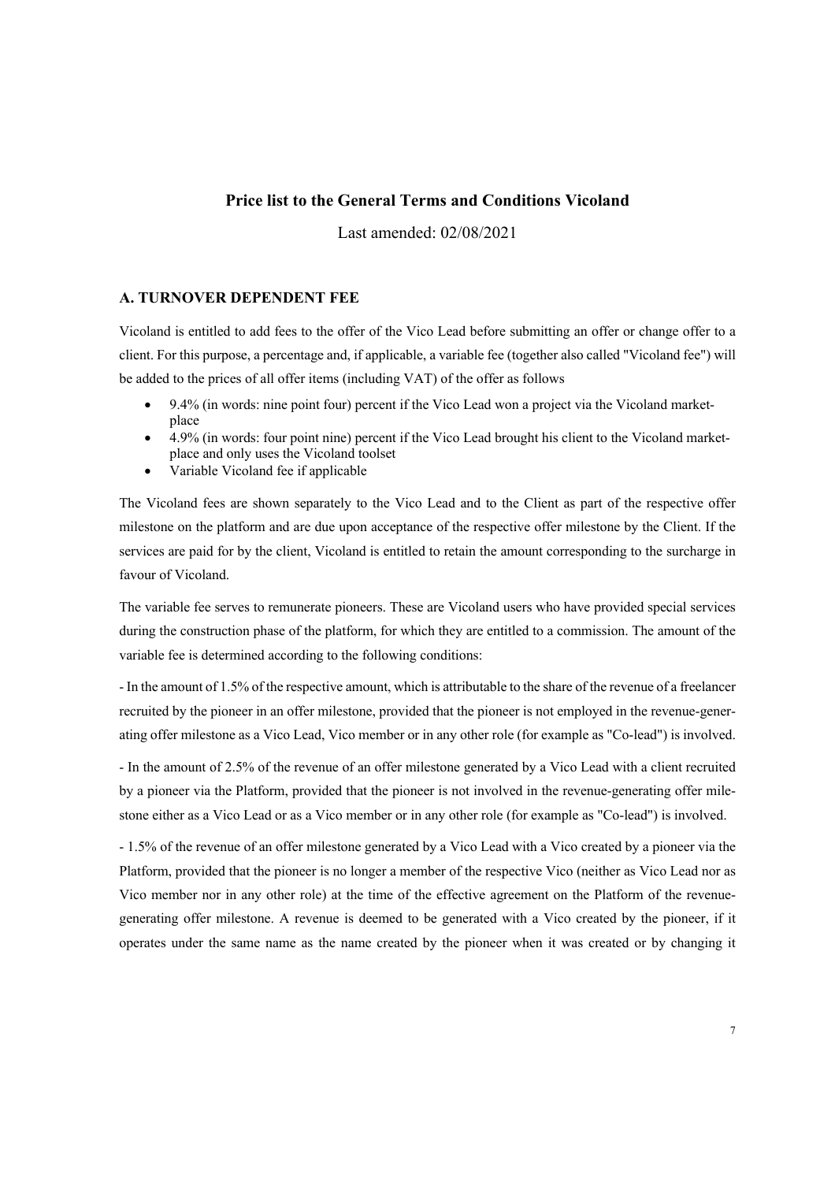## Price list to the General Terms and Conditions Vicoland

Last amended: 02/08/2021

### A. TURNOVER DEPENDENT FEE

Vicoland is entitled to add fees to the offer of the Vico Lead before submitting an offer or change offer to a client. For this purpose, a percentage and, if applicable, a variable fee (together also called "Vicoland fee") will be added to the prices of all offer items (including VAT) of the offer as follows

- 9.4% (in words: nine point four) percent if the Vico Lead won a project via the Vicoland marketplace
- 4.9% (in words: four point nine) percent if the Vico Lead brought his client to the Vicoland marketplace and only uses the Vicoland toolset
- Variable Vicoland fee if applicable

The Vicoland fees are shown separately to the Vico Lead and to the Client as part of the respective offer milestone on the platform and are due upon acceptance of the respective offer milestone by the Client. If the services are paid for by the client, Vicoland is entitled to retain the amount corresponding to the surcharge in favour of Vicoland.

The variable fee serves to remunerate pioneers. These are Vicoland users who have provided special services during the construction phase of the platform, for which they are entitled to a commission. The amount of the variable fee is determined according to the following conditions:

- In the amount of 1.5% of the respective amount, which is attributable to the share of the revenue of a freelancer recruited by the pioneer in an offer milestone, provided that the pioneer is not employed in the revenue-generating offer milestone as a Vico Lead, Vico member or in any other role (for example as "Co-lead") is involved.

- In the amount of 2.5% of the revenue of an offer milestone generated by a Vico Lead with a client recruited by a pioneer via the Platform, provided that the pioneer is not involved in the revenue-generating offer milestone either as a Vico Lead or as a Vico member or in any other role (for example as "Co-lead") is involved.

- 1.5% of the revenue of an offer milestone generated by a Vico Lead with a Vico created by a pioneer via the Platform, provided that the pioneer is no longer a member of the respective Vico (neither as Vico Lead nor as Vico member nor in any other role) at the time of the effective agreement on the Platform of the revenue-generating offer milestone. A revenue is deemed to be generated with a Vico created by the pioneer, if it operates under the same name as the name created by the pioneer when it was created or by changing it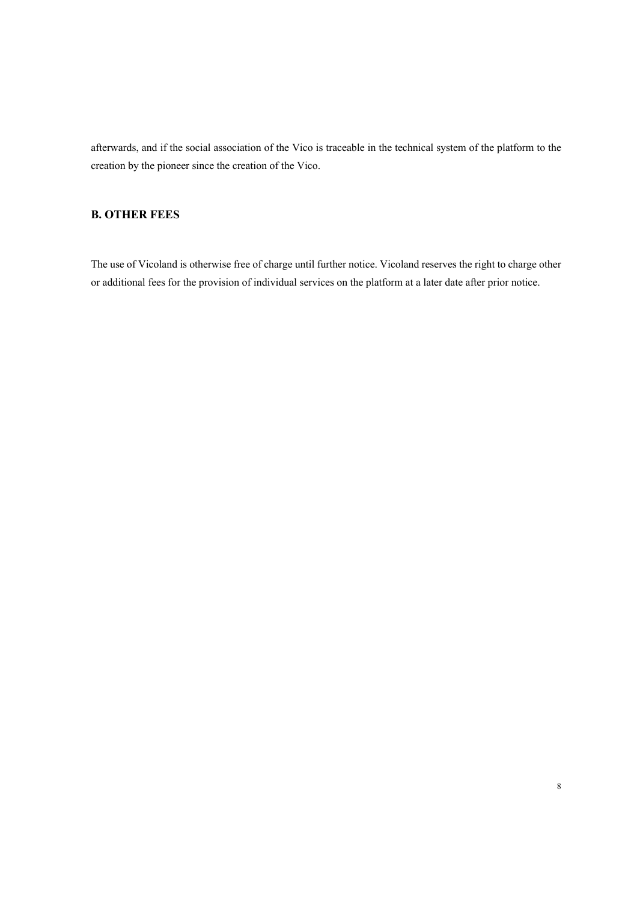afterwards, and if the social association of the Vico is traceable in the technical system of the platform to the creation by the pioneer since the creation of the Vico.

## B. OTHER FEES

The use of Vicoland is otherwise free of charge until further notice. Vicoland reserves the right to charge other or additional fees for the provision of individual services on the platform at a later date after prior notice.